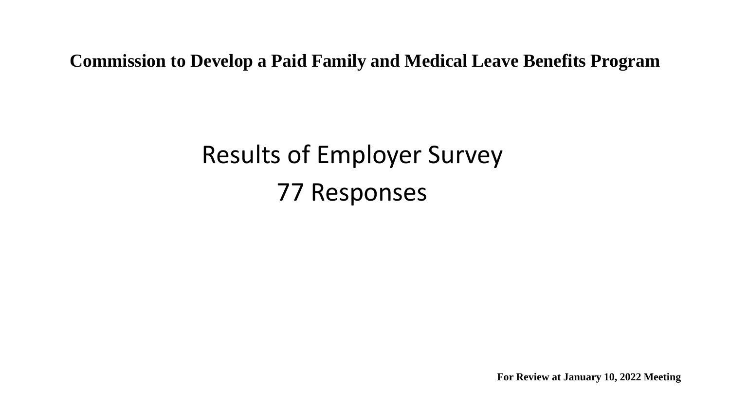**Commission to Develop a Paid Family and Medical Leave Benefits Program**

# Results of Employer Survey

## 77 Responses

**For Review at January 10, 2022 Meeting**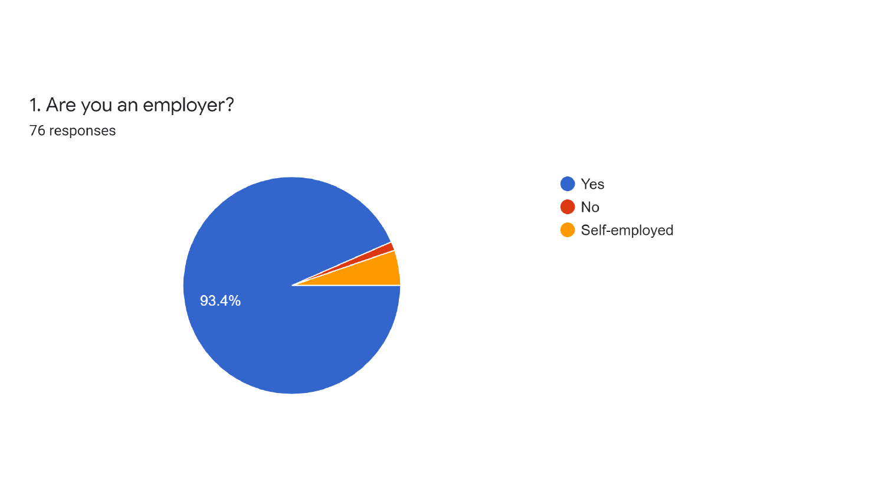1. Are you an employer?

76 responses

- Yes
- No
- Self-employed

93.4%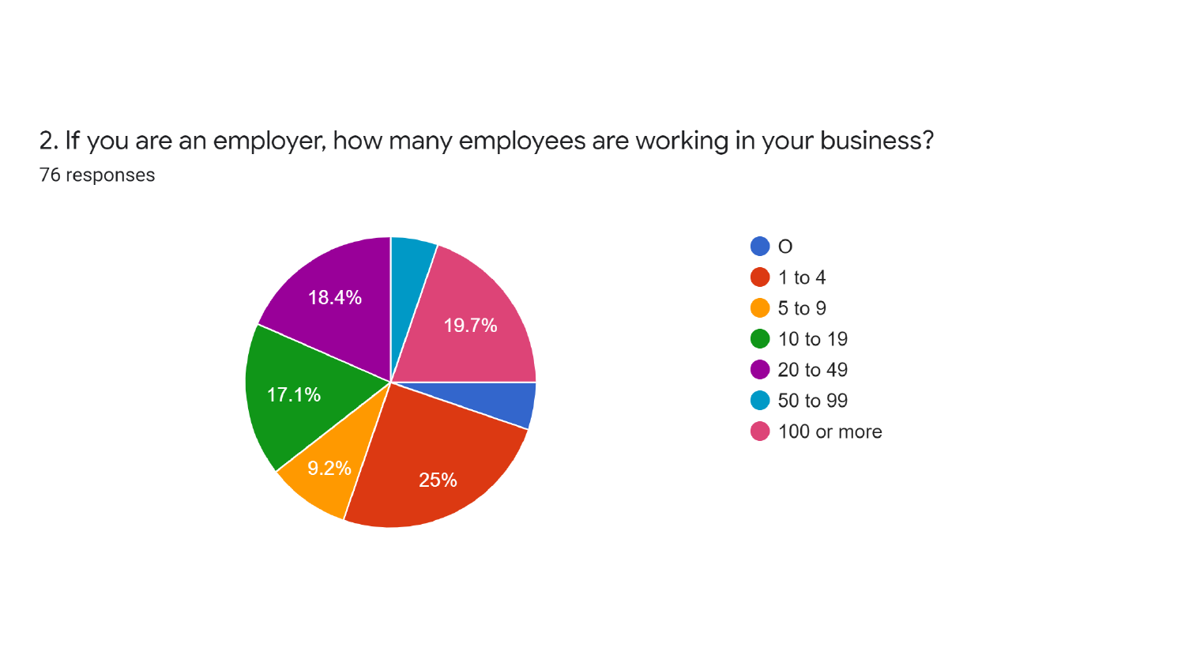## 2. If you are an employer, how many employees are working in your business?

76 responses

| Response | Percentage |
|---|---|
| O | |
| 1 to 4 | 25% |
| 5 to 9 | 9.2% |
| 10 to 19 | 17.1% |
| 20 to 49 | 18.4% |
| 50 to 99 | |
| 100 or more | 19.7% |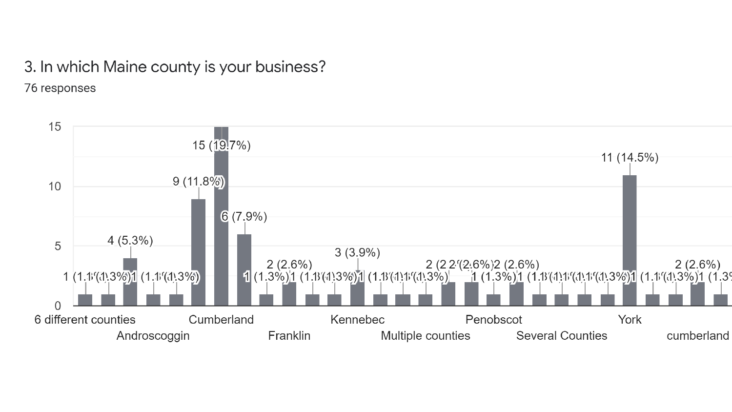# 3. In which Maine county is your business?

76 responses

| Response | Count |
|---|---|
| 6 different counties | 1 (1.3%) |
| (unlabeled) | 1 (1.3%) |
| Androscoggin | 4 (5.3%) |
| (unlabeled) | 1 (1.3%) |
| (unlabeled) | 1 (1.3%) |
| (unlabeled) | 9 (11.8%) |
| Cumberland | 15 (19.7%) |
| (unlabeled) | 6 (7.9%) |
| (unlabeled) | 1 (1.3%) |
| Franklin | 2 (2.6%) |
| (unlabeled) | 1 (1.3%) |
| (unlabeled) | 1 (1.3%) |
| Kennebec | 3 (3.9%) |
| (unlabeled) | 1 (1.3%) |
| (unlabeled) | 1 (1.3%) |
| Multiple counties | 1 (1.3%) |
| (unlabeled) | 2 (2.6%) |
| (unlabeled) | 2 (2.6%) |
| Penobscot | 1 (1.3%) |
| (unlabeled) | 2 (2.6%) |
| (unlabeled) | 1 (1.3%) |
| Several Counties | 1 (1.3%) |
| (unlabeled) | 1 (1.3%) |
| (unlabeled) | 1 (1.3%) |
| York | 11 (14.5%) |
| (unlabeled) | 1 (1.3%) |
| (unlabeled) | 1 (1.3%) |
| cumberland | 2 (2.6%) |
| (unlabeled) | 1 (1.3%) |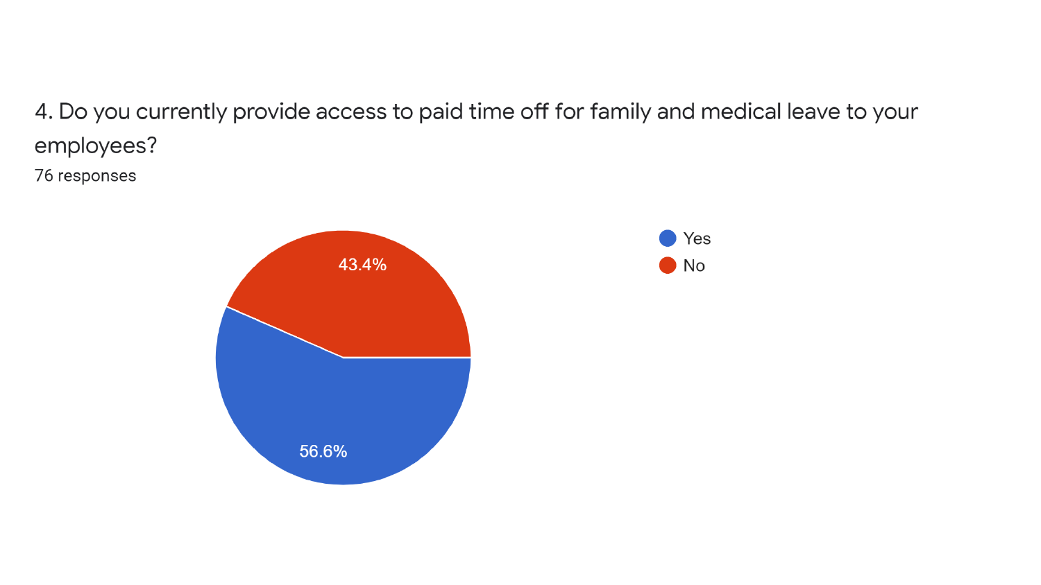4. Do you currently provide access to paid time off for family and medical leave to your employees?

76 responses

- Yes: 56.6%
- No: 43.4%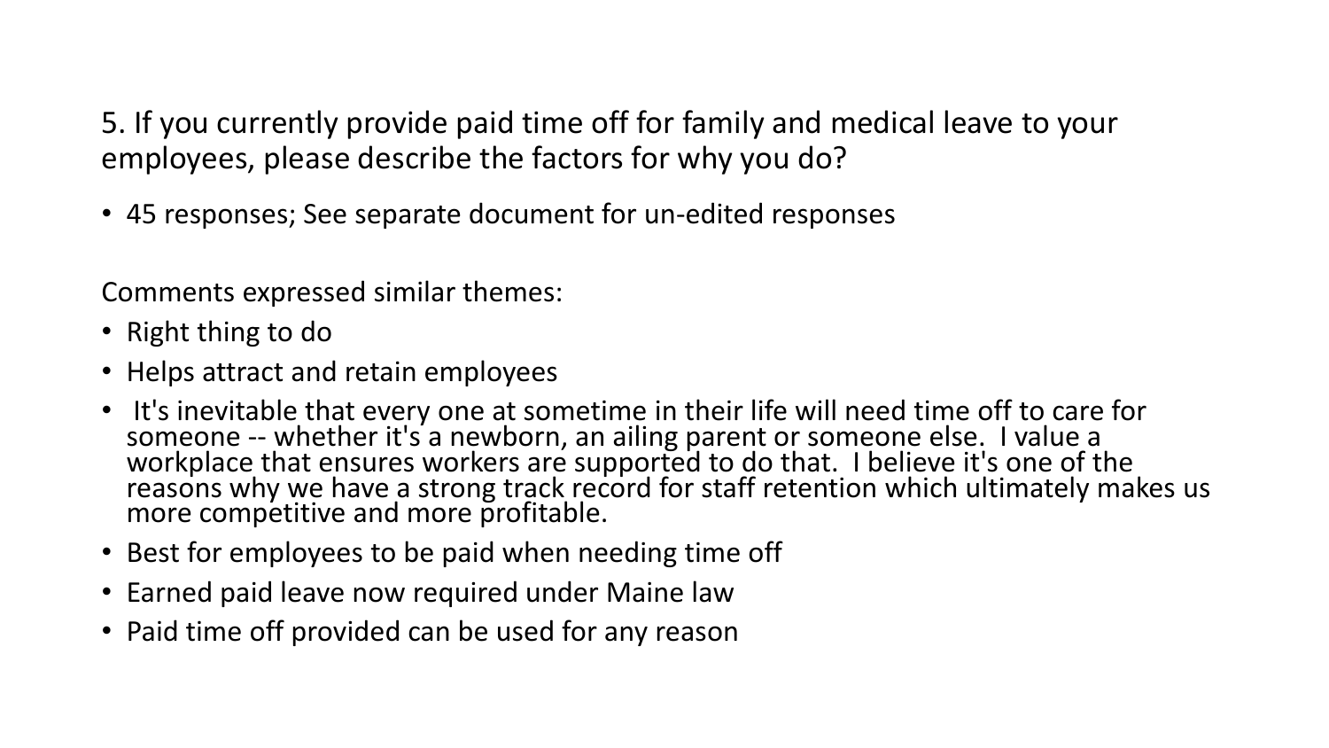## 5. If you currently provide paid time off for family and medical leave to your employees, please describe the factors for why you do?

- 45 responses; See separate document for un-edited responses

Comments expressed similar themes:

- Right thing to do
- Helps attract and retain employees
- It's inevitable that every one at sometime in their life will need time off to care for someone -- whether it's a newborn, an ailing parent or someone else. I value a workplace that ensures workers are supported to do that. I believe it's one of the reasons why we have a strong track record for staff retention which ultimately makes us more competitive and more profitable.
- Best for employees to be paid when needing time off
- Earned paid leave now required under Maine law
- Paid time off provided can be used for any reason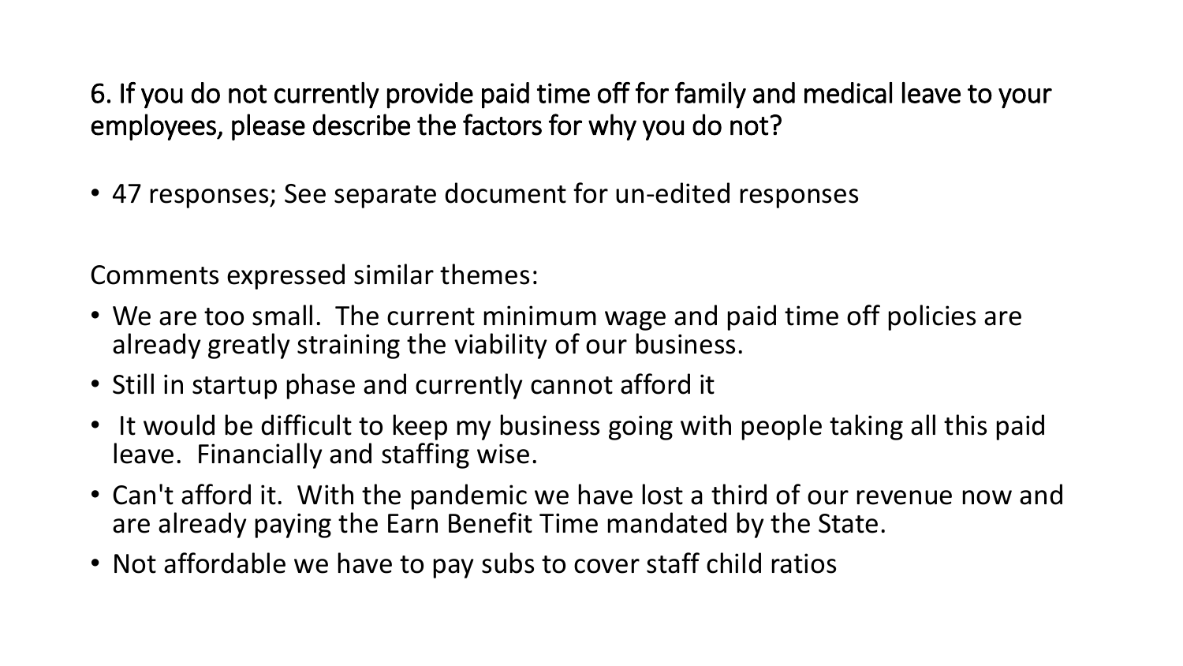## 6. If you do not currently provide paid time off for family and medical leave to your employees, please describe the factors for why you do not?

- 47 responses; See separate document for un-edited responses

Comments expressed similar themes:

- We are too small. The current minimum wage and paid time off policies are already greatly straining the viability of our business.
- Still in startup phase and currently cannot afford it
- It would be difficult to keep my business going with people taking all this paid leave. Financially and staffing wise.
- Can't afford it. With the pandemic we have lost a third of our revenue now and are already paying the Earn Benefit Time mandated by the State.
- Not affordable we have to pay subs to cover staff child ratios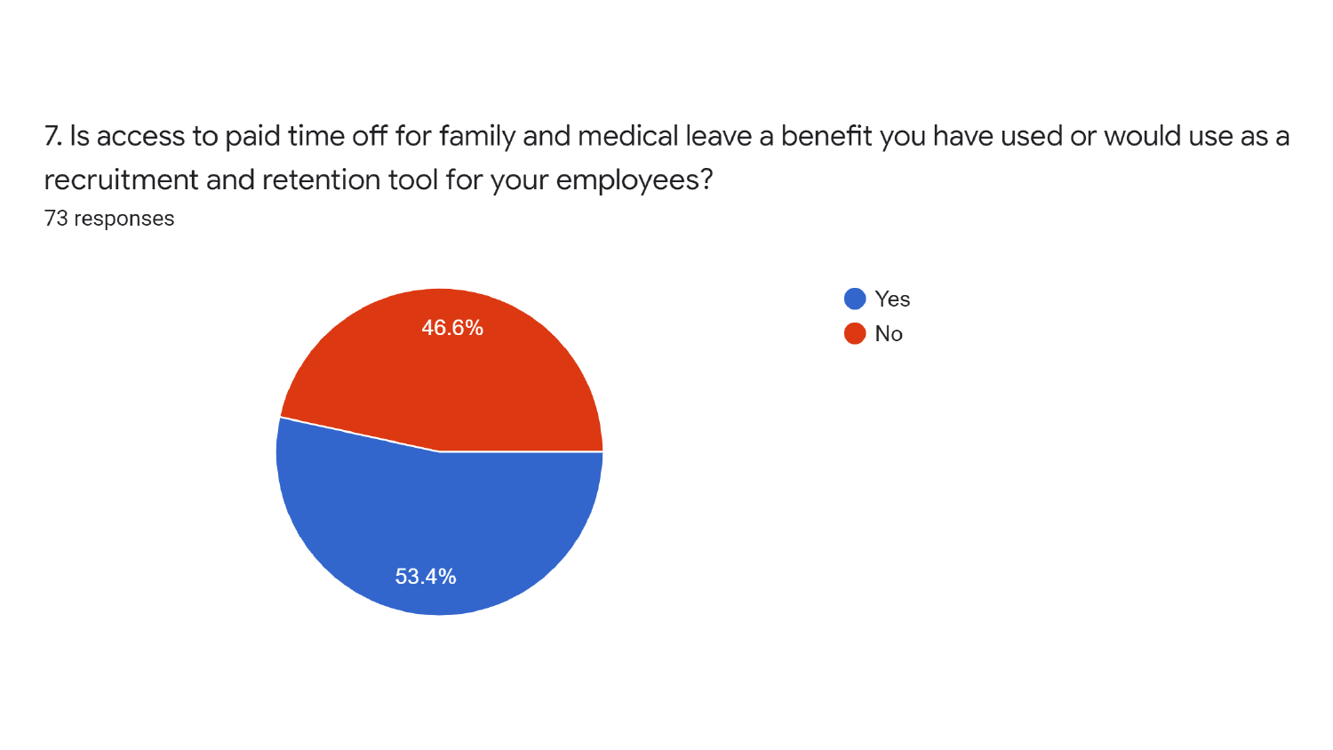7. Is access to paid time off for family and medical leave a benefit you have used or would use as a recruitment and retention tool for your employees?

73 responses

- Yes: 53.4%
- No: 46.6%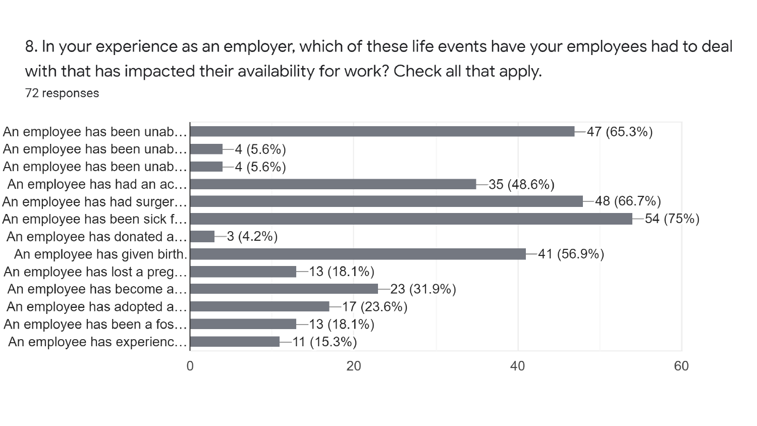8. In your experience as an employer, which of these life events have your employees had to deal with that has impacted their availability for work? Check all that apply.

72 responses

| Response | Count (%) |
| --- | --- |
| An employee has been unab… | 47 (65.3%) |
| An employee has been unab… | 4 (5.6%) |
| An employee has been unab… | 4 (5.6%) |
| An employee has had an ac… | 35 (48.6%) |
| An employee has had surger… | 48 (66.7%) |
| An employee has been sick f… | 54 (75%) |
| An employee has donated a… | 3 (4.2%) |
| An employee has given birth. | 41 (56.9%) |
| An employee has lost a preg… | 13 (18.1%) |
| An employee has become a… | 23 (31.9%) |
| An employee has adopted a… | 17 (23.6%) |
| An employee has been a fos… | 13 (18.1%) |
| An employee has experienc… | 11 (15.3%) |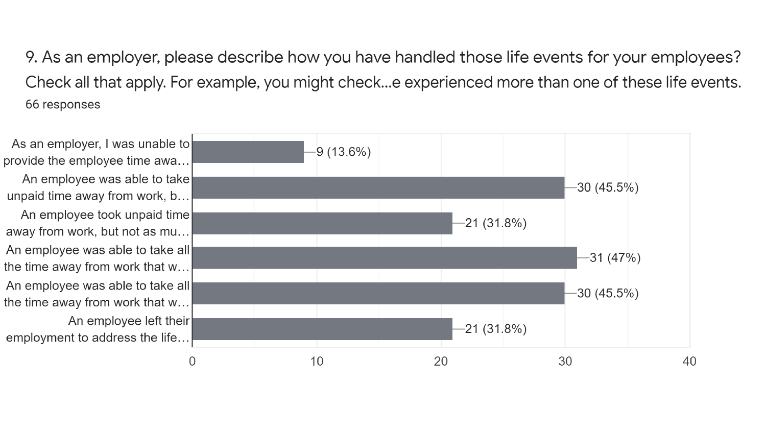9. As an employer, please describe how you have handled those life events for your employees? Check all that apply. For example, you might check...e experienced more than one of these life events.

66 responses

| Response | Count (%) |
| --- | --- |
| As an employer, I was unable to provide the employee time awa… | 9 (13.6%) |
| An employee was able to take unpaid time away from work, b… | 30 (45.5%) |
| An employee took unpaid time away from work, but not as mu… | 21 (31.8%) |
| An employee was able to take all the time away from work that w… | 31 (47%) |
| An employee was able to take all the time away from work that w… | 30 (45.5%) |
| An employee left their employment to address the life… | 21 (31.8%) |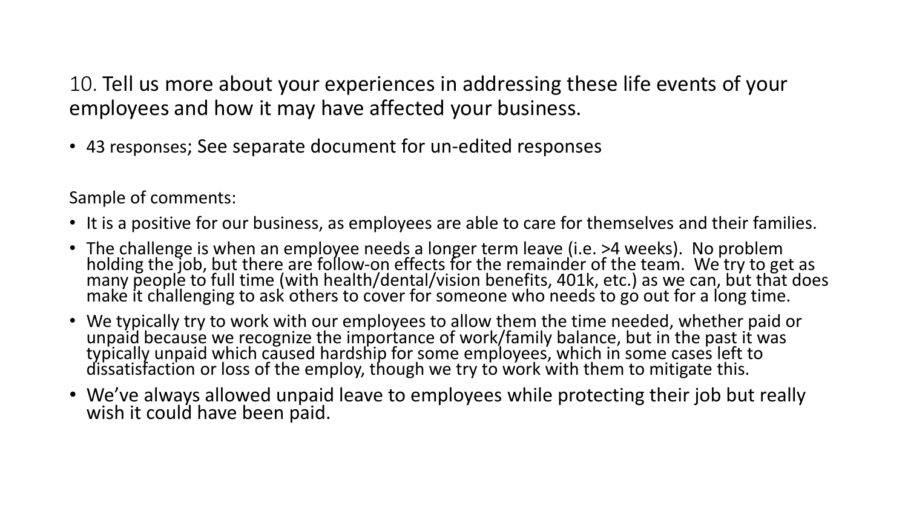## 10. Tell us more about your experiences in addressing these life events of your employees and how it may have affected your business.

- 43 responses; See separate document for un-edited responses

Sample of comments:

- It is a positive for our business, as employees are able to care for themselves and their families.
- The challenge is when an employee needs a longer term leave (i.e. >4 weeks). No problem holding the job, but there are follow-on effects for the remainder of the team. We try to get as many people to full time (with health/dental/vision benefits, 401k, etc.) as we can, but that does make it challenging to ask others to cover for someone who needs to go out for a long time.
- We typically try to work with our employees to allow them the time needed, whether paid or unpaid because we recognize the importance of work/family balance, but in the past it was typically unpaid which caused hardship for some employees, which in some cases left to dissatisfaction or loss of the employ, though we try to work with them to mitigate this.
- We've always allowed unpaid leave to employees while protecting their job but really wish it could have been paid.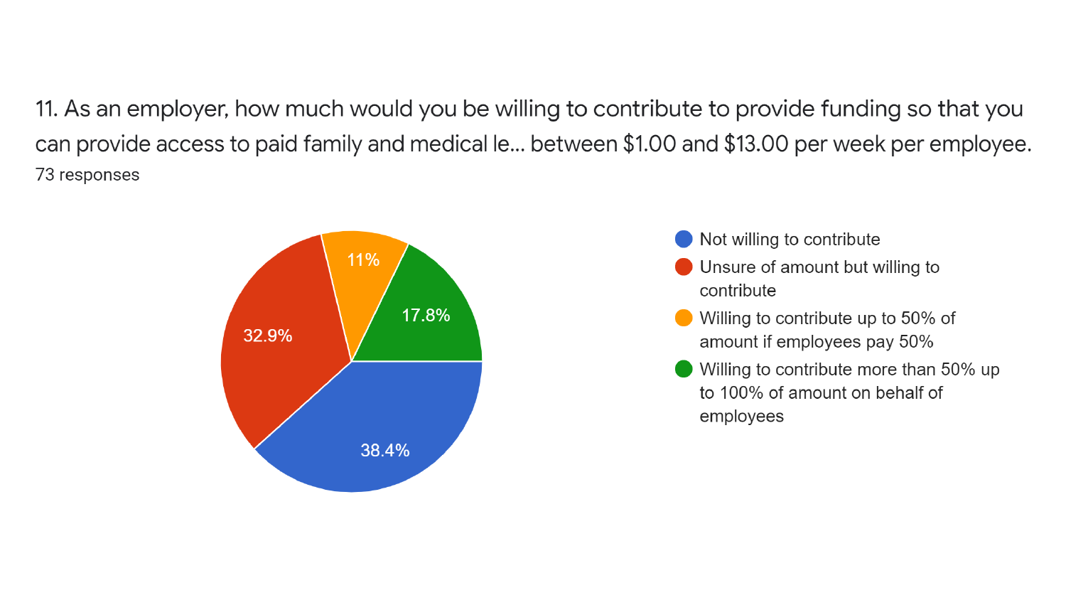11. As an employer, how much would you be willing to contribute to provide funding so that you can provide access to paid family and medical le... between $1.00 and $13.00 per week per employee.

73 responses

38.4%

32.9%

11%

17.8%

Not willing to contribute

Unsure of amount but willing to contribute

Willing to contribute up to 50% of amount if employees pay 50%

Willing to contribute more than 50% up to 100% of amount on behalf of employees